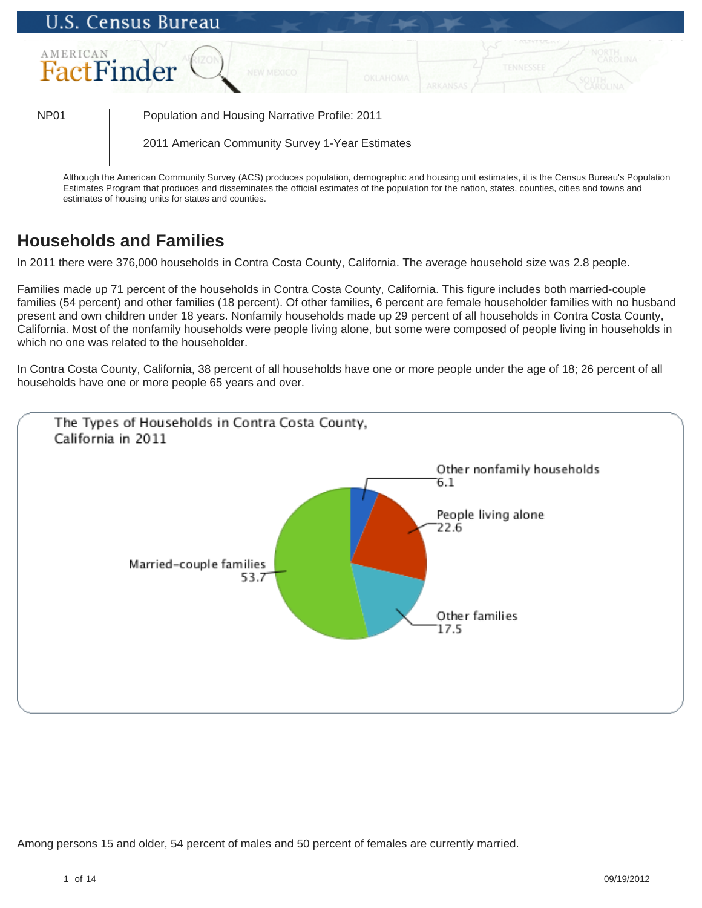NP01

Population and Housing Narrative Profile: 2011

2011 American Community Survey 1-Year Estimates

Although the American Community Survey (ACS) produces population, demographic and housing unit estimates, it is the Census Bureau's Population Estimates Program that produces and disseminates the official estimates of the population for the nation, states, counties, cities and towns and estimates of housing units for states and counties.

## Households and Families

In 2011 there were 376,000 households in Contra Costa County, California. The average household size was 2.8 people.

Families made up 71 percent of the households in Contra Costa County, California. This figure includes both married-couple families (54 percent) and other families (18 percent). Of other families, 6 percent are female householder families with no husband present and own children under 18 years. Nonfamily households made up 29 percent of all households in Contra Costa County, California. Most of the nonfamily households were people living alone, but some were composed of people living in households in which no one was related to the householder.

In Contra Costa County, California, 38 percent of all households have one or more people under the age of 18; 26 percent of all households have one or more people 65 years and over.

The Types of Households in Contra Costa County, California in 2011

| Household type | Percent |
|---|---|
| Other nonfamily households | 6.1 |
| People living alone | 22.6 |
| Other families | 17.5 |
| Married-couple families | 53.7 |

Among persons 15 and older, 54 percent of males and 50 percent of females are currently married.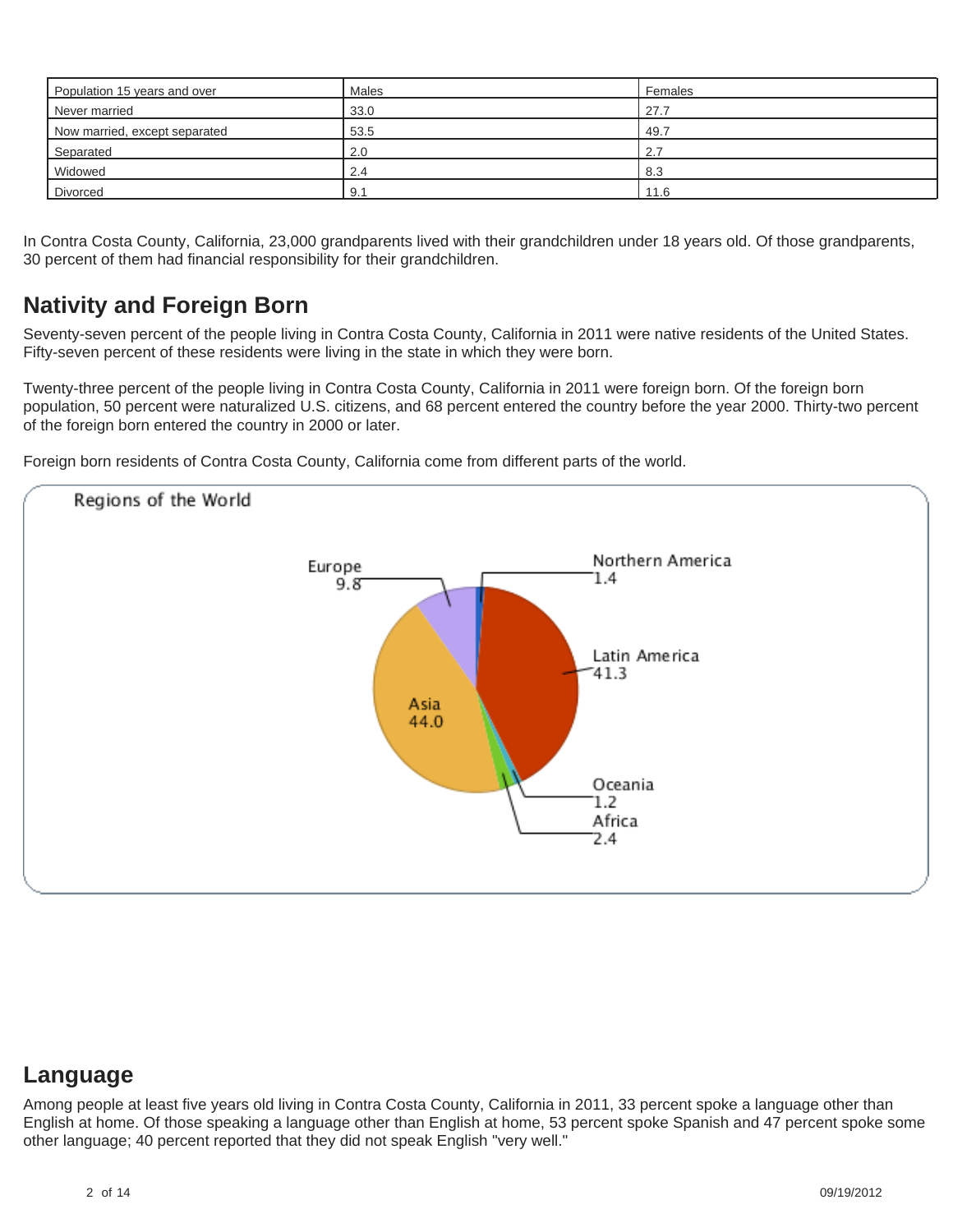| Population 15 years and over | Males | Females |
| --- | --- | --- |
| Never married | 33.0 | 27.7 |
| Now married, except separated | 53.5 | 49.7 |
| Separated | 2.0 | 2.7 |
| Widowed | 2.4 | 8.3 |
| Divorced | 9.1 | 11.6 |

In Contra Costa County, California, 23,000 grandparents lived with their grandchildren under 18 years old. Of those grandparents, 30 percent of them had financial responsibility for their grandchildren.

## Nativity and Foreign Born

Seventy-seven percent of the people living in Contra Costa County, California in 2011 were native residents of the United States. Fifty-seven percent of these residents were living in the state in which they were born.

Twenty-three percent of the people living in Contra Costa County, California in 2011 were foreign born. Of the foreign born population, 50 percent were naturalized U.S. citizens, and 68 percent entered the country before the year 2000. Thirty-two percent of the foreign born entered the country in 2000 or later.

Foreign born residents of Contra Costa County, California come from different parts of the world.

Regions of the World

- Europe 9.8
- Northern America 1.4
- Latin America 41.3
- Asia 44.0
- Oceania 1.2
- Africa 2.4

## Language

Among people at least five years old living in Contra Costa County, California in 2011, 33 percent spoke a language other than English at home. Of those speaking a language other than English at home, 53 percent spoke Spanish and 47 percent spoke some other language; 40 percent reported that they did not speak English "very well."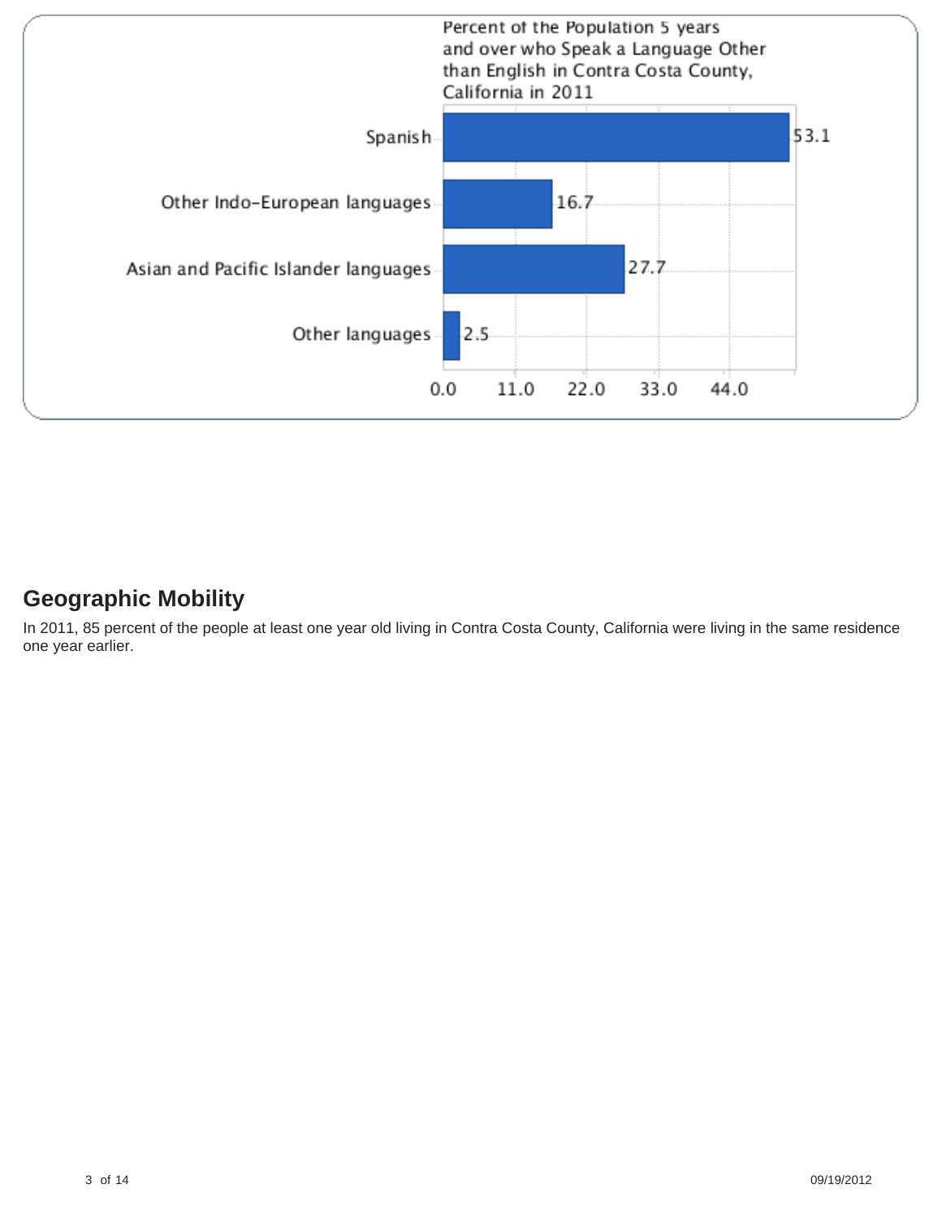Percent of the Population 5 years and over who Speak a Language Other than English in Contra Costa County, California in 2011

| Language | Percent |
| --- | --- |
| Spanish | 53.1 |
| Other Indo-European languages | 16.7 |
| Asian and Pacific Islander languages | 27.7 |
| Other languages | 2.5 |

## Geographic Mobility

In 2011, 85 percent of the people at least one year old living in Contra Costa County, California were living in the same residence one year earlier.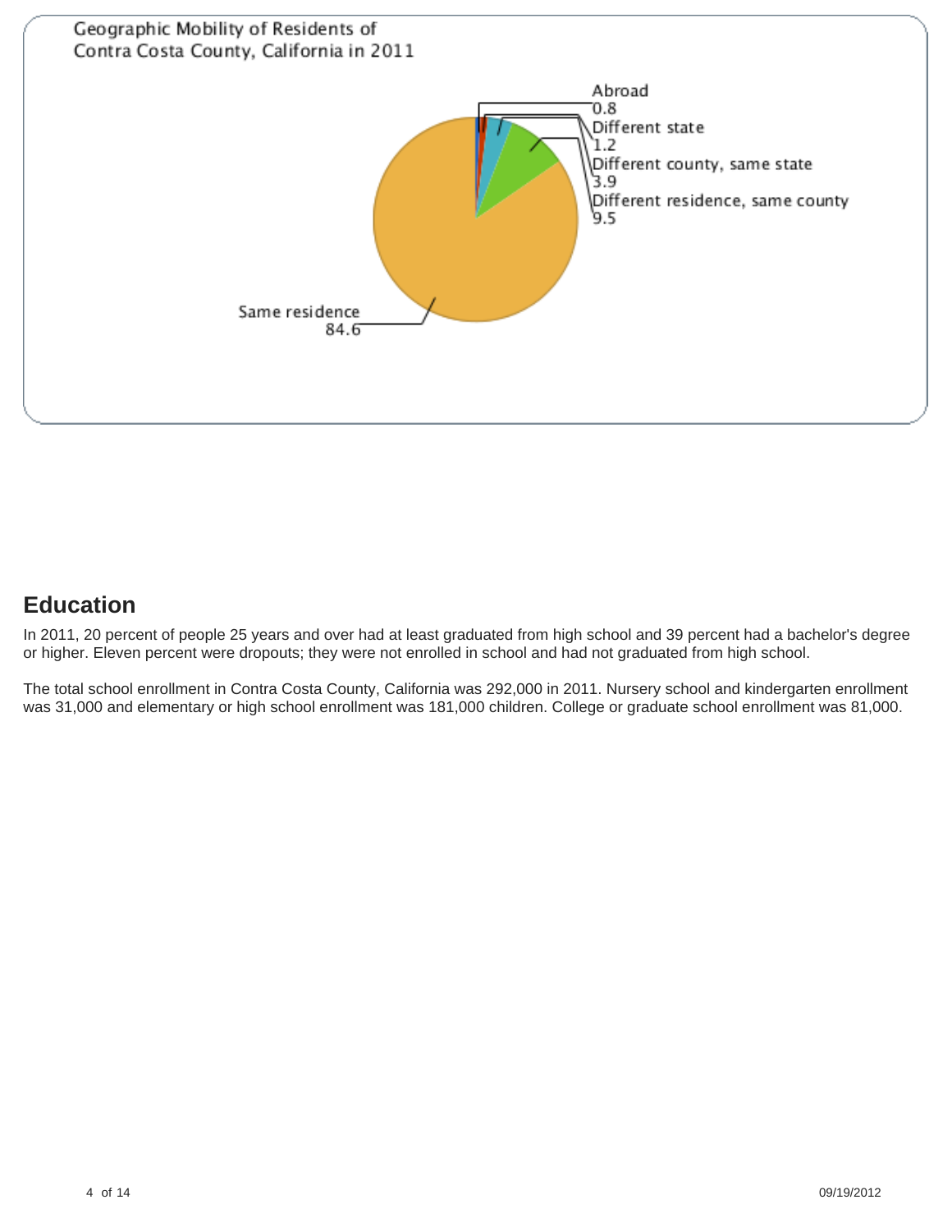Geographic Mobility of Residents of Contra Costa County, California in 2011

| Category | Percent |
| --- | --- |
| Abroad | 0.8 |
| Different state | 1.2 |
| Different county, same state | 3.9 |
| Different residence, same county | 9.5 |
| Same residence | 84.6 |

## Education

In 2011, 20 percent of people 25 years and over had at least graduated from high school and 39 percent had a bachelor's degree or higher. Eleven percent were dropouts; they were not enrolled in school and had not graduated from high school.

The total school enrollment in Contra Costa County, California was 292,000 in 2011. Nursery school and kindergarten enrollment was 31,000 and elementary or high school enrollment was 181,000 children. College or graduate school enrollment was 81,000.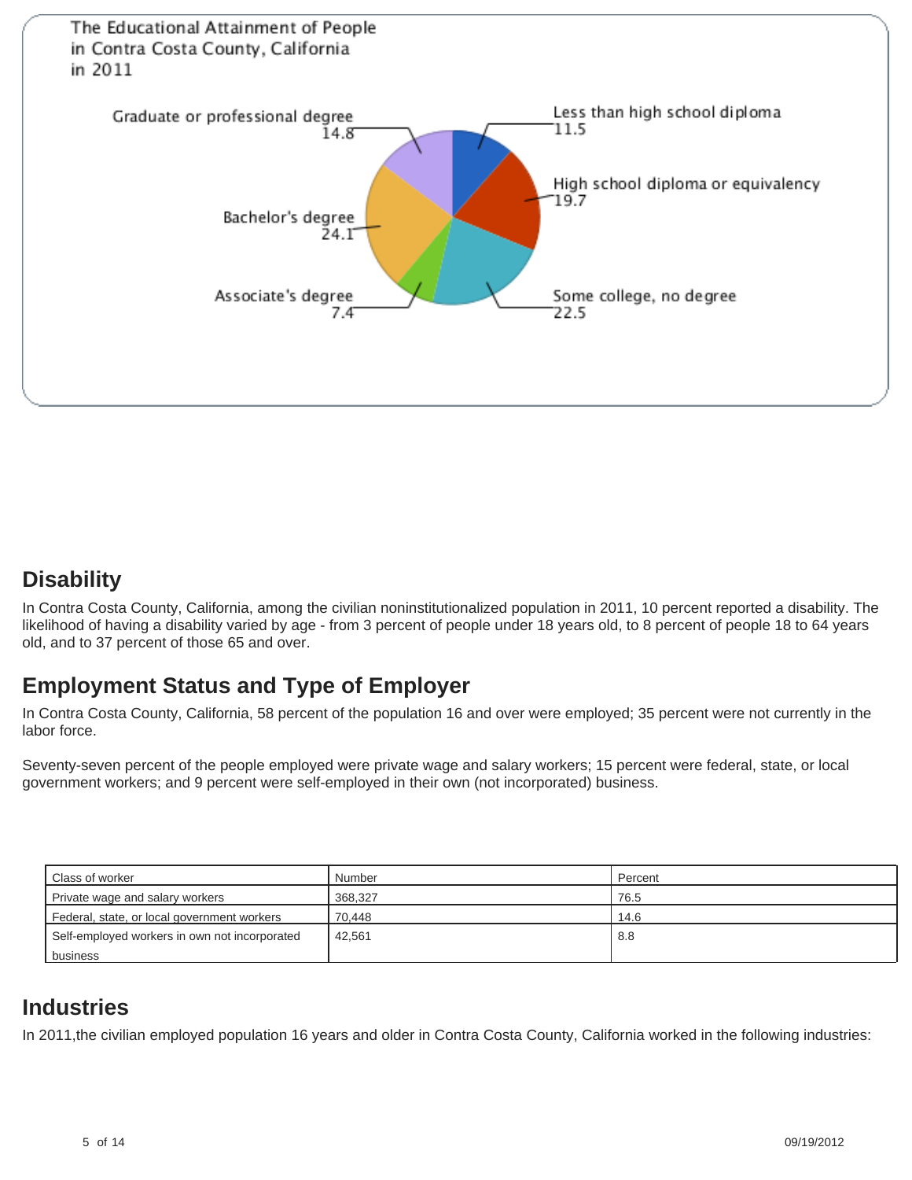The Educational Attainment of People in Contra Costa County, California in 2011

- Less than high school diploma: 11.5
- High school diploma or equivalency: 19.7
- Some college, no degree: 22.5
- Associate's degree: 7.4
- Bachelor's degree: 24.1
- Graduate or professional degree: 14.8

## Disability

In Contra Costa County, California, among the civilian noninstitutionalized population in 2011, 10 percent reported a disability. The likelihood of having a disability varied by age - from 3 percent of people under 18 years old, to 8 percent of people 18 to 64 years old, and to 37 percent of those 65 and over.

## Employment Status and Type of Employer

In Contra Costa County, California, 58 percent of the population 16 and over were employed; 35 percent were not currently in the labor force.

Seventy-seven percent of the people employed were private wage and salary workers; 15 percent were federal, state, or local government workers; and 9 percent were self-employed in their own (not incorporated) business.

| Class of worker | Number | Percent |
|---|---|---|
| Private wage and salary workers | 368,327 | 76.5 |
| Federal, state, or local government workers | 70,448 | 14.6 |
| Self-employed workers in own not incorporated business | 42,561 | 8.8 |

## Industries

In 2011,the civilian employed population 16 years and older in Contra Costa County, California worked in the following industries: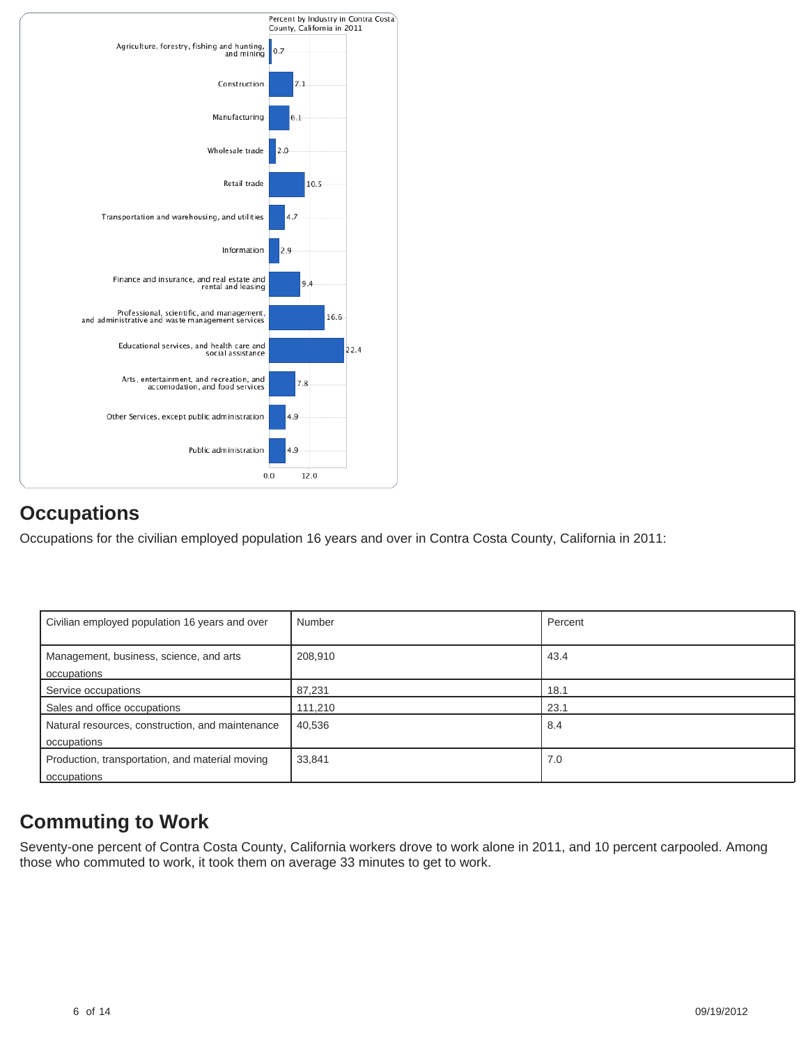Percent by Industry in Contra Costa County, California in 2011

| Industry | Percent |
| --- | --- |
| Agriculture, forestry, fishing and hunting, and mining | 0.7 |
| Construction | 7.1 |
| Manufacturing | 6.1 |
| Wholesale trade | 2.0 |
| Retail trade | 10.5 |
| Transportation and warehousing, and utilities | 4.7 |
| Information | 2.9 |
| Finance and insurance, and real estate and rental and leasing | 9.4 |
| Professional, scientific, and management, and administrative and waste management services | 16.6 |
| Educational services, and health care and social assistance | 22.4 |
| Arts, entertainment, and recreation, and accomodation, and food services | 7.8 |
| Other Services, except public administration | 4.9 |
| Public administration | 4.9 |

## Occupations

Occupations for the civilian employed population 16 years and over in Contra Costa County, California in 2011:

| Civilian employed population 16 years and over | Number | Percent |
| --- | --- | --- |
| Management, business, science, and arts occupations | 208,910 | 43.4 |
| Service occupations | 87,231 | 18.1 |
| Sales and office occupations | 111,210 | 23.1 |
| Natural resources, construction, and maintenance occupations | 40,536 | 8.4 |
| Production, transportation, and material moving occupations | 33,841 | 7.0 |

## Commuting to Work

Seventy-one percent of Contra Costa County, California workers drove to work alone in 2011, and 10 percent carpooled. Among those who commuted to work, it took them on average 33 minutes to get to work.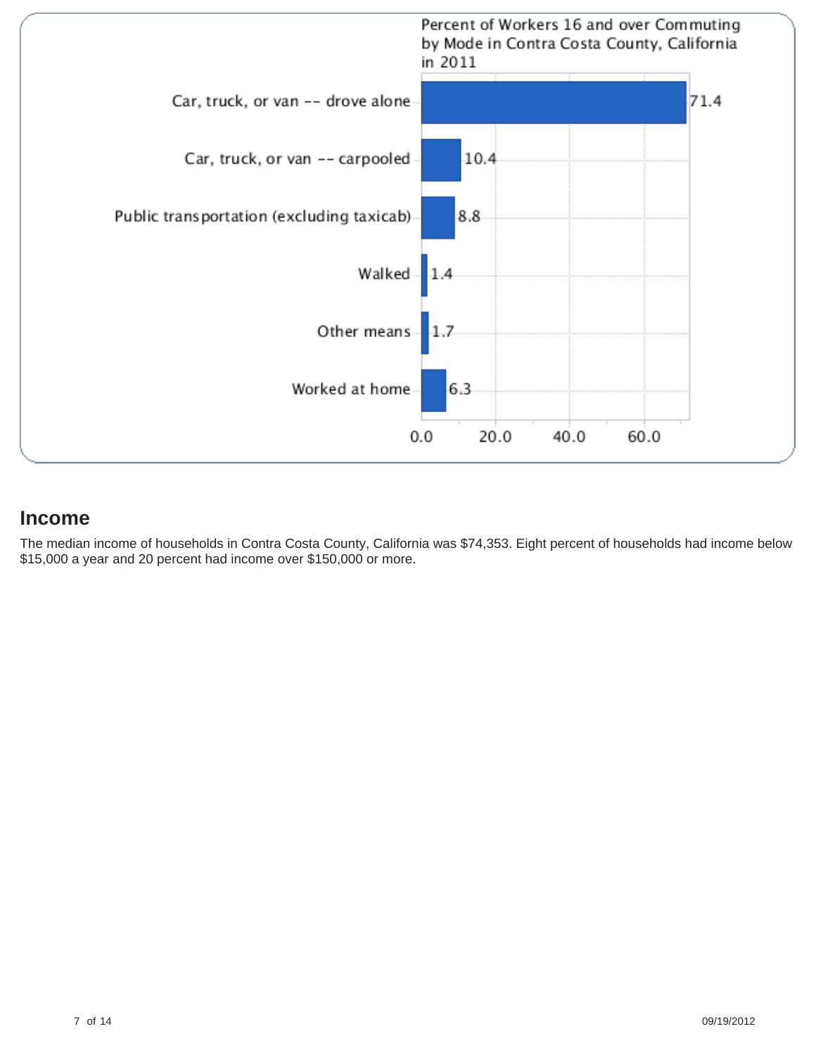Percent of Workers 16 and over Commuting by Mode in Contra Costa County, California in 2011

| Mode | Percent |
| --- | --- |
| Car, truck, or van -- drove alone | 71.4 |
| Car, truck, or van -- carpooled | 10.4 |
| Public transportation (excluding taxicab) | 8.8 |
| Walked | 1.4 |
| Other means | 1.7 |
| Worked at home | 6.3 |

## Income

The median income of households in Contra Costa County, California was $74,353. Eight percent of households had income below $15,000 a year and 20 percent had income over $150,000 or more.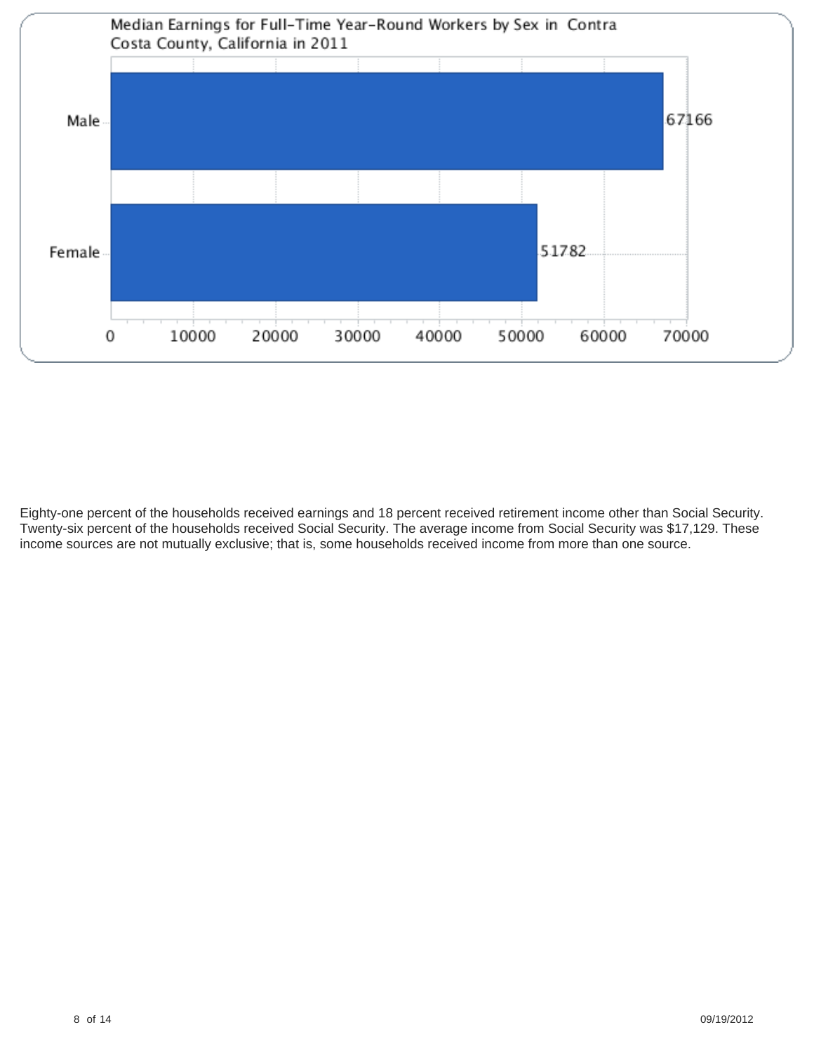**Median Earnings for Full-Time Year-Round Workers by Sex in Contra Costa County, California in 2011**

| Sex | Median Earnings |
| --- | --- |
| Male | 67166 |
| Female | 51782 |

Eighty-one percent of the households received earnings and 18 percent received retirement income other than Social Security. Twenty-six percent of the households received Social Security. The average income from Social Security was $17,129. These income sources are not mutually exclusive; that is, some households received income from more than one source.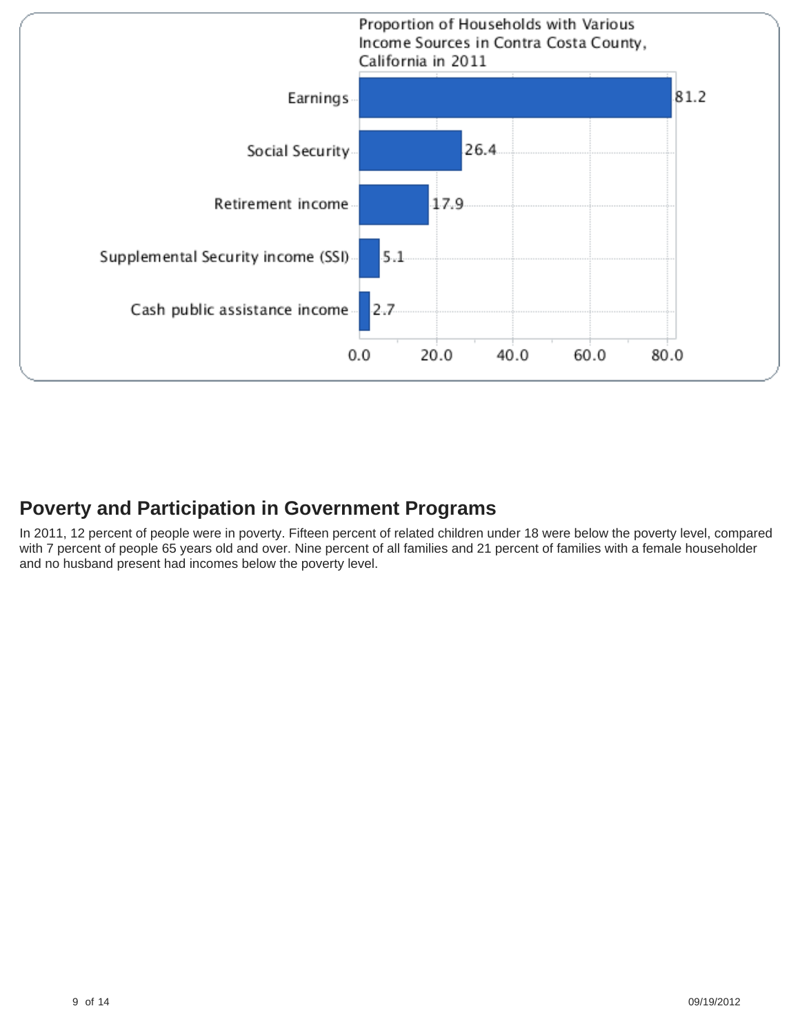Proportion of Households with Various Income Sources in Contra Costa County, California in 2011

| Income source | Percent |
| --- | --- |
| Earnings | 81.2 |
| Social Security | 26.4 |
| Retirement income | 17.9 |
| Supplemental Security income (SSI) | 5.1 |
| Cash public assistance income | 2.7 |

## Poverty and Participation in Government Programs

In 2011, 12 percent of people were in poverty. Fifteen percent of related children under 18 were below the poverty level, compared with 7 percent of people 65 years old and over. Nine percent of all families and 21 percent of families with a female householder and no husband present had incomes below the poverty level.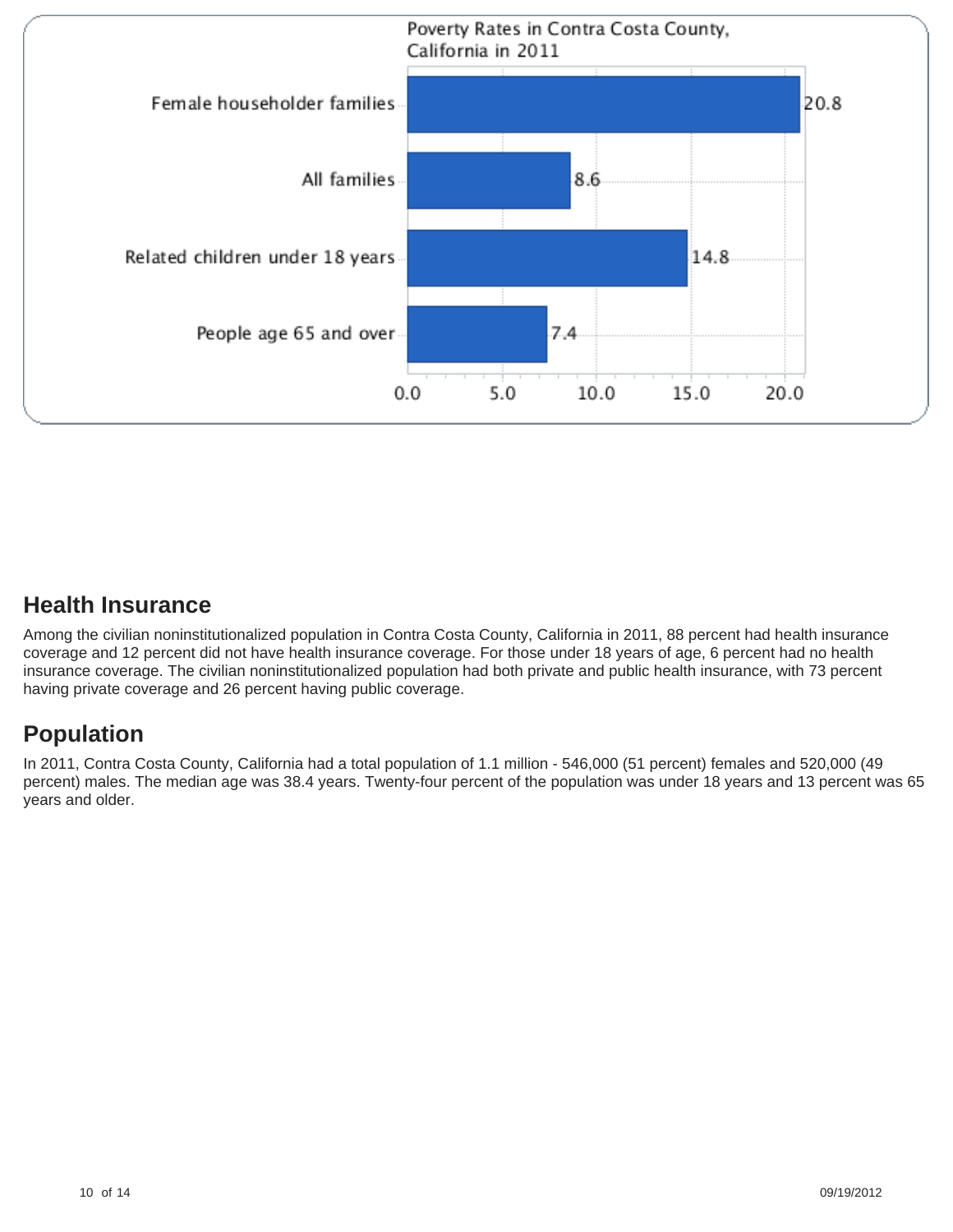Poverty Rates in Contra Costa County, California in 2011

| Category | Rate |
| --- | --- |
| Female householder families | 20.8 |
| All families | 8.6 |
| Related children under 18 years | 14.8 |
| People age 65 and over | 7.4 |

## Health Insurance

Among the civilian noninstitutionalized population in Contra Costa County, California in 2011, 88 percent had health insurance coverage and 12 percent did not have health insurance coverage. For those under 18 years of age, 6 percent had no health insurance coverage. The civilian noninstitutionalized population had both private and public health insurance, with 73 percent having private coverage and 26 percent having public coverage.

## Population

In 2011, Contra Costa County, California had a total population of 1.1 million - 546,000 (51 percent) females and 520,000 (49 percent) males. The median age was 38.4 years. Twenty-four percent of the population was under 18 years and 13 percent was 65 years and older.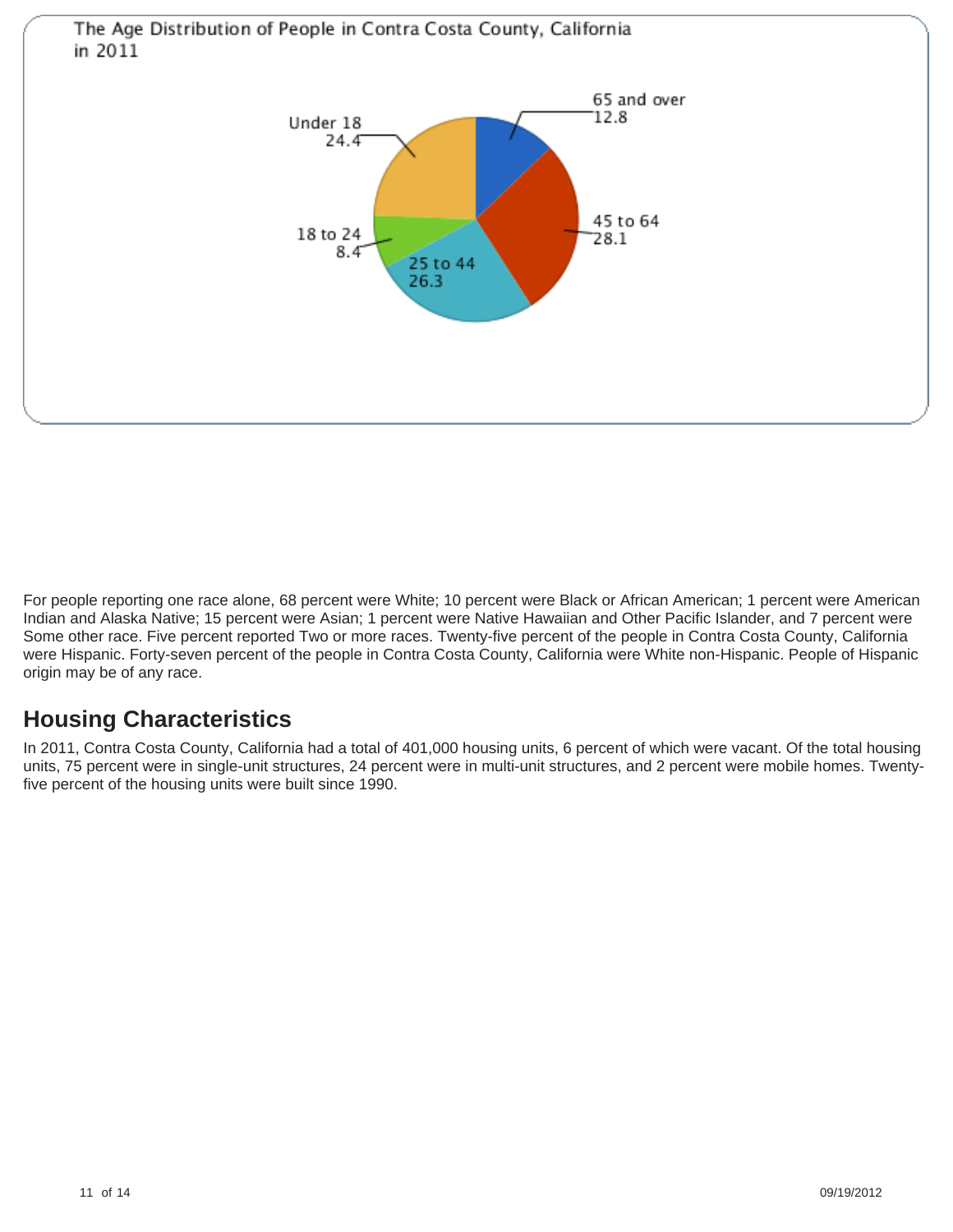The Age Distribution of People in Contra Costa County, California in 2011

| Age group | Percent |
| --- | --- |
| Under 18 | 24.4 |
| 18 to 24 | 8.4 |
| 25 to 44 | 26.3 |
| 45 to 64 | 28.1 |
| 65 and over | 12.8 |

For people reporting one race alone, 68 percent were White; 10 percent were Black or African American; 1 percent were American Indian and Alaska Native; 15 percent were Asian; 1 percent were Native Hawaiian and Other Pacific Islander, and 7 percent were Some other race. Five percent reported Two or more races. Twenty-five percent of the people in Contra Costa County, California were Hispanic. Forty-seven percent of the people in Contra Costa County, California were White non-Hispanic. People of Hispanic origin may be of any race.

## Housing Characteristics

In 2011, Contra Costa County, California had a total of 401,000 housing units, 6 percent of which were vacant. Of the total housing units, 75 percent were in single-unit structures, 24 percent were in multi-unit structures, and 2 percent were mobile homes. Twenty-five percent of the housing units were built since 1990.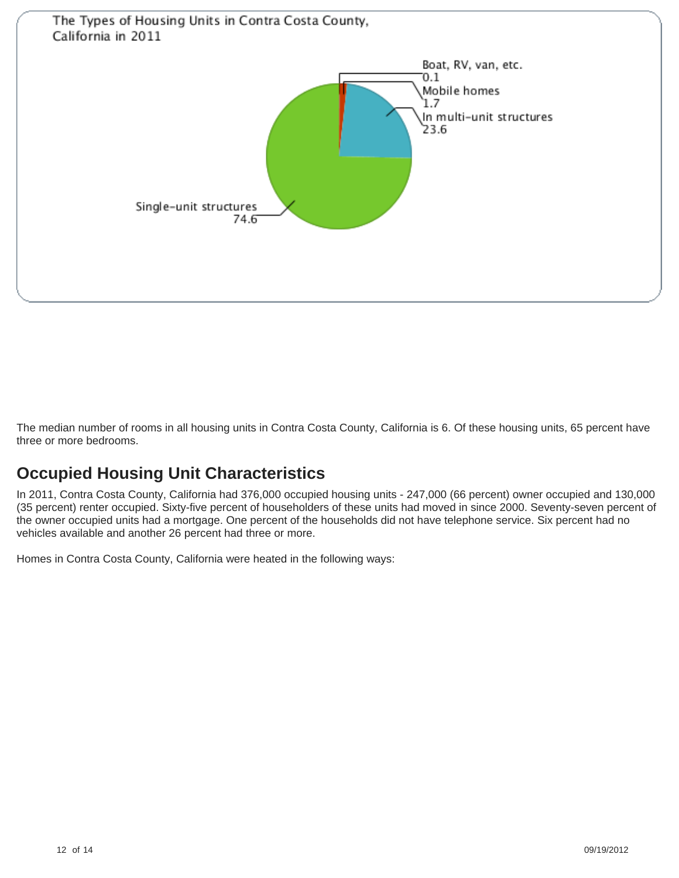The Types of Housing Units in Contra Costa County, California in 2011

| Type | Percent |
| --- | --- |
| Boat, RV, van, etc. | 0.1 |
| Mobile homes | 1.7 |
| In multi-unit structures | 23.6 |
| Single-unit structures | 74.6 |

The median number of rooms in all housing units in Contra Costa County, California is 6. Of these housing units, 65 percent have three or more bedrooms.

## Occupied Housing Unit Characteristics

In 2011, Contra Costa County, California had 376,000 occupied housing units - 247,000 (66 percent) owner occupied and 130,000 (35 percent) renter occupied. Sixty-five percent of householders of these units had moved in since 2000. Seventy-seven percent of the owner occupied units had a mortgage. One percent of the households did not have telephone service. Six percent had no vehicles available and another 26 percent had three or more.

Homes in Contra Costa County, California were heated in the following ways: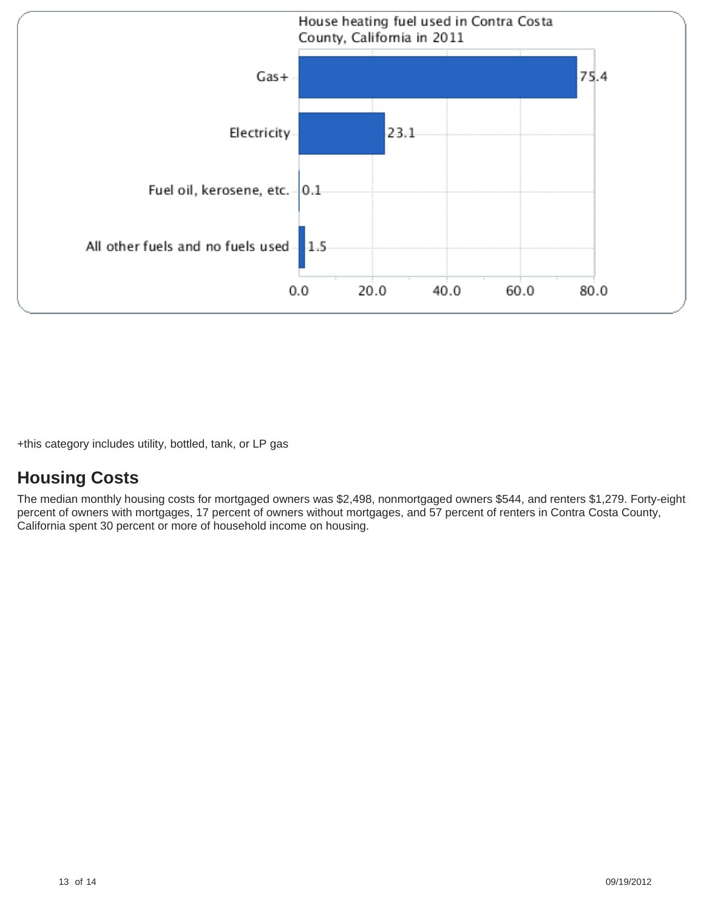House heating fuel used in Contra Costa County, California in 2011

| Fuel | Percent |
| --- | --- |
| Gas+ | 75.4 |
| Electricity | 23.1 |
| Fuel oil, kerosene, etc. | 0.1 |
| All other fuels and no fuels used | 1.5 |

+this category includes utility, bottled, tank, or LP gas

## Housing Costs

The median monthly housing costs for mortgaged owners was $2,498, nonmortgaged owners $544, and renters $1,279. Forty-eight percent of owners with mortgages, 17 percent of owners without mortgages, and 57 percent of renters in Contra Costa County, California spent 30 percent or more of household income on housing.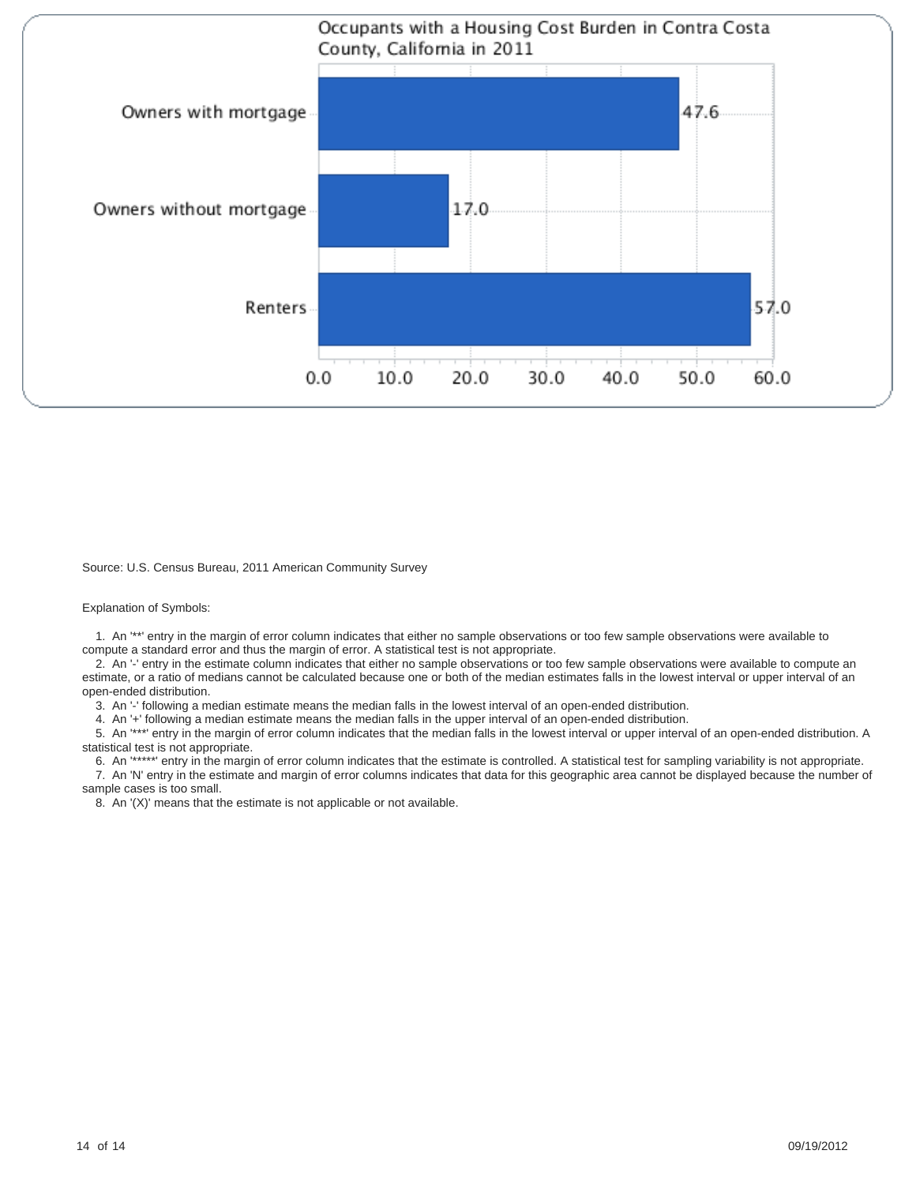Occupants with a Housing Cost Burden in Contra Costa County, California in 2011

Owners with mortgage
47.6

Owners without mortgage
17.0

Renters
57.0

0.0 10.0 20.0 30.0 40.0 50.0 60.0

Source: U.S. Census Bureau, 2011 American Community Survey

Explanation of Symbols:

1. An '**' entry in the margin of error column indicates that either no sample observations or too few sample observations were available to compute a standard error and thus the margin of error. A statistical test is not appropriate.
2. An '-' entry in the estimate column indicates that either no sample observations or too few sample observations were available to compute an estimate, or a ratio of medians cannot be calculated because one or both of the median estimates falls in the lowest interval or upper interval of an open-ended distribution.
3. An '-' following a median estimate means the median falls in the lowest interval of an open-ended distribution.
4. An '+' following a median estimate means the median falls in the upper interval of an open-ended distribution.
5. An '***' entry in the margin of error column indicates that the median falls in the lowest interval or upper interval of an open-ended distribution. A statistical test is not appropriate.
6. An '*****' entry in the margin of error column indicates that the estimate is controlled. A statistical test for sampling variability is not appropriate.
7. An 'N' entry in the estimate and margin of error columns indicates that data for this geographic area cannot be displayed because the number of sample cases is too small.
8. An '(X)' means that the estimate is not applicable or not available.